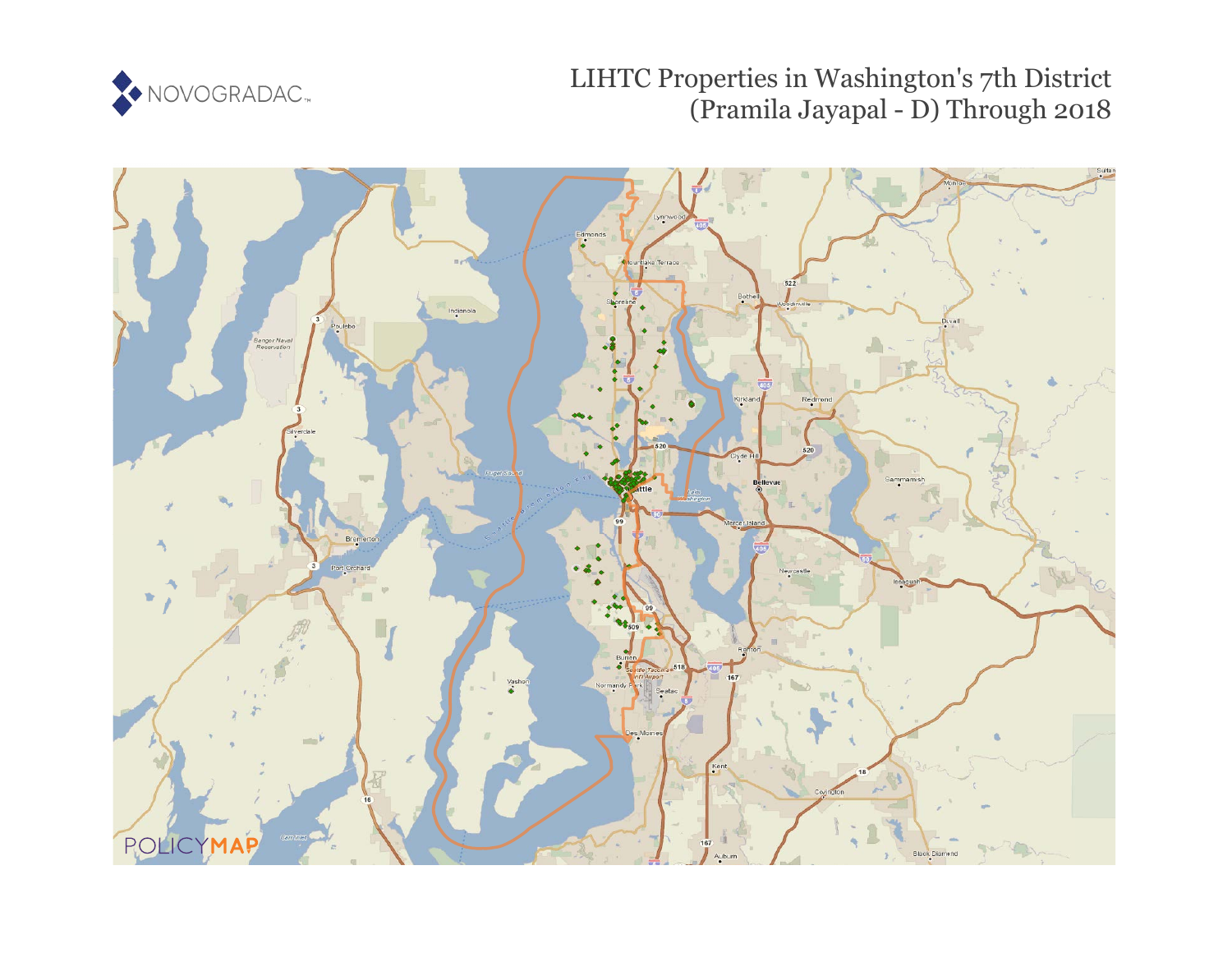NOVOGRADAC

# LIHTC Properties in Washington's 7th District (Pramila Jayapal - D) Through 2018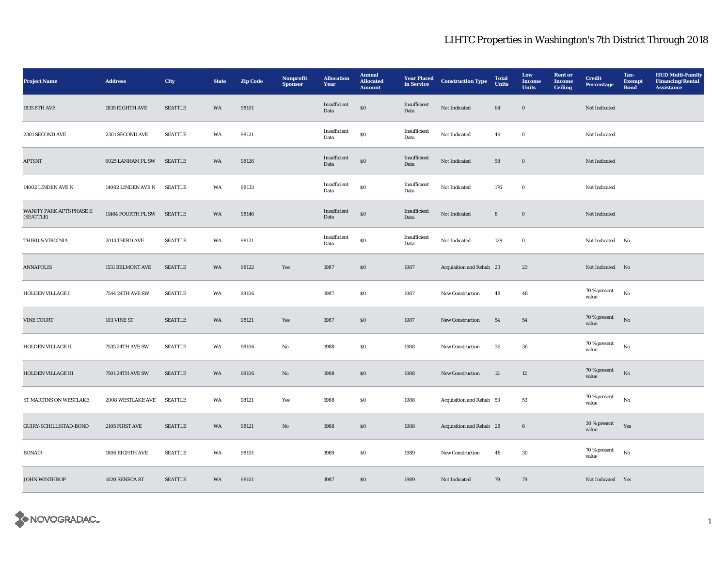# LIHTC Properties in Washington's 7th District Through 2018

| Project Name | Address | City | State | Zip Code | Nonprofit Sponsor | Allocation Year | Annual Allocated Amount | Year Placed in Service | Construction Type | Total Units | Low Income Units | Rent or Income Ceiling | Credit Percentage | Tax-Exempt Bond | HUD Multi-Family Financing/Rental Assistance |
|---|---|---|---|---|---|---|---|---|---|---|---|---|---|---|---|
| 1835 8TH AVE | 1835 EIGHTH AVE | SEATTLE | WA | 98101 | | Insufficient Data | $0 | Insufficient Data | Not Indicated | 64 | 0 | | Not Indicated | | |
| 2301 SECOND AVE | 2301 SECOND AVE | SEATTLE | WA | 98121 | | Insufficient Data | $0 | Insufficient Data | Not Indicated | 49 | 0 | | Not Indicated | | |
| APTSNT | 6025 LANHAM PL SW | SEATTLE | WA | 98126 | | Insufficient Data | $0 | Insufficient Data | Not Indicated | 58 | 0 | | Not Indicated | | |
| 14002 LINDEN AVE N | 14002 LINDEN AVE N | SEATTLE | WA | 98133 | | Insufficient Data | $0 | Insufficient Data | Not Indicated | 176 | 0 | | Not Indicated | | |
| WANITY PARK APTS PHASE II (SEATTLE) | 11464 FOURTH PL SW | SEATTLE | WA | 98146 | | Insufficient Data | $0 | Insufficient Data | Not Indicated | 8 | 0 | | Not Indicated | | |
| THIRD & VIRGINIA | 2013 THIRD AVE | SEATTLE | WA | 98121 | | Insufficient Data | $0 | Insufficient Data | Not Indicated | 129 | 0 | | Not Indicated | No | |
| ANNAPOLIS | 1531 BELMONT AVE | SEATTLE | WA | 98122 | Yes | 1987 | $0 | 1987 | Acquisition and Rehab | 23 | 23 | | Not Indicated | No | |
| HOLDEN VILLAGE I | 7544 24TH AVE SW | SEATTLE | WA | 98106 | | 1987 | $0 | 1987 | New Construction | 48 | 48 | | 70 % present value | No | |
| VINE COURT | 103 VINE ST | SEATTLE | WA | 98121 | Yes | 1987 | $0 | 1987 | New Construction | 54 | 54 | | 70 % present value | No | |
| HOLDEN VILLAGE II | 7535 24TH AVE SW | SEATTLE | WA | 98106 | No | 1988 | $0 | 1988 | New Construction | 36 | 36 | | 70 % present value | No | |
| HOLDEN VILLAGE III | 7501 24TH AVE SW | SEATTLE | WA | 98106 | No | 1988 | $0 | 1988 | New Construction | 12 | 12 | | 70 % present value | No | |
| ST MARTINS ON WESTLAKE | 2008 WESTLAKE AVE | SEATTLE | WA | 98121 | Yes | 1988 | $0 | 1988 | Acquisition and Rehab | 53 | 53 | | 70 % present value | No | |
| GUIRY-SCHILLISTAD-BOND | 2105 FIRST AVE | SEATTLE | WA | 98121 | No | 1988 | $0 | 1988 | Acquisition and Rehab | 28 | 6 | | 30 % present value | Yes | |
| BONAIR | 1806 EIGHTH AVE | SEATTLE | WA | 98101 | | 1989 | $0 | 1989 | New Construction | 48 | 30 | | 70 % present value | No | |
| JOHN WINTHROP | 1020 SENECA ST | SEATTLE | WA | 98101 | | 1987 | $0 | 1989 | Not Indicated | 79 | 79 | | Not Indicated | Yes | |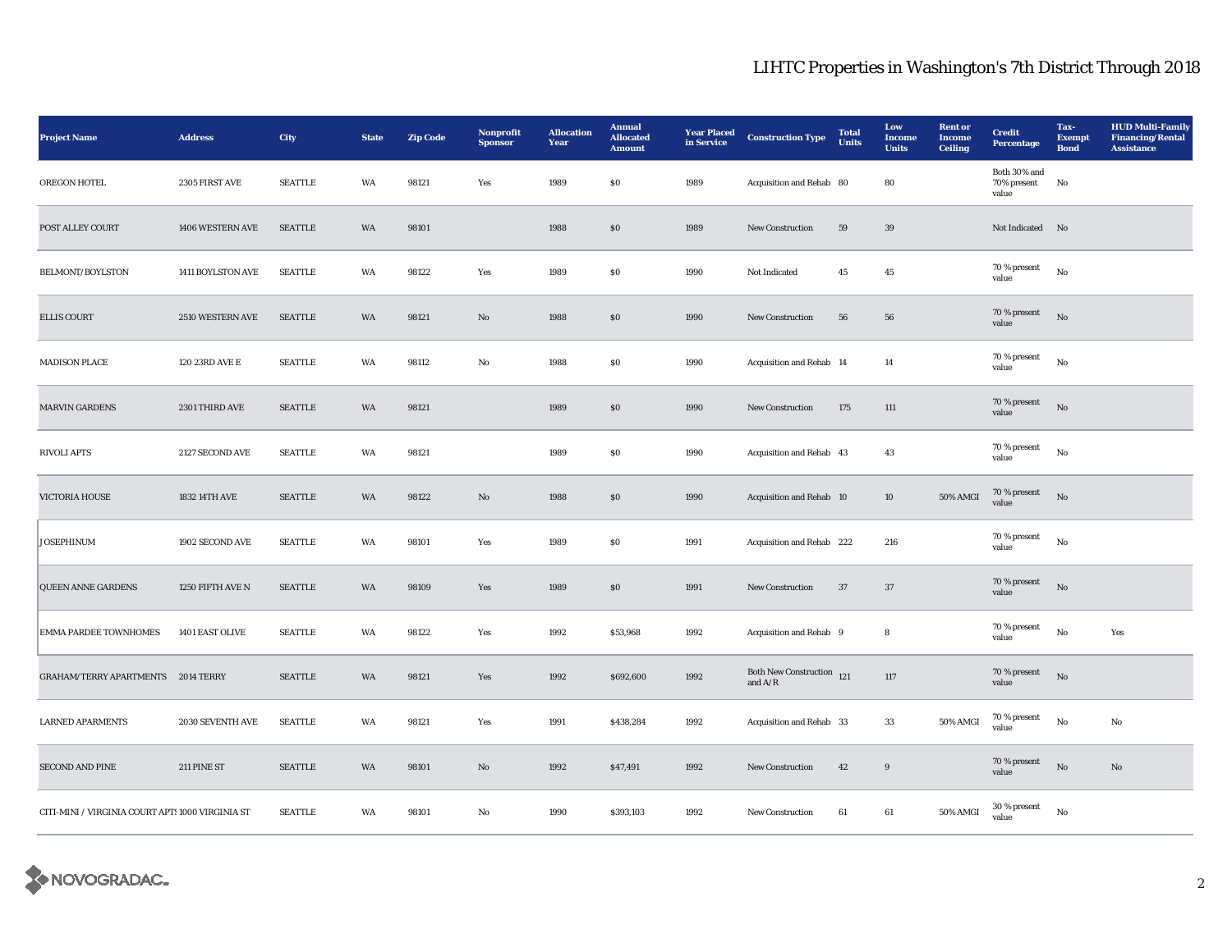# LIHTC Properties in Washington's 7th District Through 2018

| Project Name | Address | City | State | Zip Code | Nonprofit Sponsor | Allocation Year | Annual Allocated Amount | Year Placed in Service | Construction Type | Total Units | Low Income Units | Rent or Income Ceiling | Credit Percentage | Tax-Exempt Bond | HUD Multi-Family Financing/Rental Assistance |
|---|---|---|---|---|---|---|---|---|---|---|---|---|---|---|---|
| OREGON HOTEL | 2305 FIRST AVE | SEATTLE | WA | 98121 | Yes | 1989 | $0 | 1989 | Acquisition and Rehab | 80 | 80 | | Both 30% and 70% present value | No | |
| POST ALLEY COURT | 1406 WESTERN AVE | SEATTLE | WA | 98101 | | 1988 | $0 | 1989 | New Construction | 59 | 39 | | Not Indicated | No | |
| BELMONT/BOYLSTON | 1411 BOYLSTON AVE | SEATTLE | WA | 98122 | Yes | 1989 | $0 | 1990 | Not Indicated | 45 | 45 | | 70 % present value | No | |
| ELLIS COURT | 2510 WESTERN AVE | SEATTLE | WA | 98121 | No | 1988 | $0 | 1990 | New Construction | 56 | 56 | | 70 % present value | No | |
| MADISON PLACE | 120 23RD AVE E | SEATTLE | WA | 98112 | No | 1988 | $0 | 1990 | Acquisition and Rehab | 14 | 14 | | 70 % present value | No | |
| MARVIN GARDENS | 2301 THIRD AVE | SEATTLE | WA | 98121 | | 1989 | $0 | 1990 | New Construction | 175 | 111 | | 70 % present value | No | |
| RIVOLI APTS | 2127 SECOND AVE | SEATTLE | WA | 98121 | | 1989 | $0 | 1990 | Acquisition and Rehab | 43 | 43 | | 70 % present value | No | |
| VICTORIA HOUSE | 1832 14TH AVE | SEATTLE | WA | 98122 | No | 1988 | $0 | 1990 | Acquisition and Rehab | 10 | 10 | 50% AMGI | 70 % present value | No | |
| JOSEPHINUM | 1902 SECOND AVE | SEATTLE | WA | 98101 | Yes | 1989 | $0 | 1991 | Acquisition and Rehab | 222 | 216 | | 70 % present value | No | |
| QUEEN ANNE GARDENS | 1250 FIFTH AVE N | SEATTLE | WA | 98109 | Yes | 1989 | $0 | 1991 | New Construction | 37 | 37 | | 70 % present value | No | |
| EMMA PARDEE TOWNHOMES | 1401 EAST OLIVE | SEATTLE | WA | 98122 | Yes | 1992 | $53,968 | 1992 | Acquisition and Rehab | 9 | 8 | | 70 % present value | No | Yes |
| GRAHAM/TERRY APARTMENTS | 2014 TERRY | SEATTLE | WA | 98121 | Yes | 1992 | $692,600 | 1992 | Both New Construction and A/R | 121 | 117 | | 70 % present value | No | |
| LARNED APARMENTS | 2030 SEVENTH AVE | SEATTLE | WA | 98121 | Yes | 1991 | $438,284 | 1992 | Acquisition and Rehab | 33 | 33 | 50% AMGI | 70 % present value | No | No |
| SECOND AND PINE | 211 PINE ST | SEATTLE | WA | 98101 | No | 1992 | $47,491 | 1992 | New Construction | 42 | 9 | | 70 % present value | No | No |
| CITI-MINI / VIRGINIA COURT APTS | 1000 VIRGINIA ST | SEATTLE | WA | 98101 | No | 1990 | $393,103 | 1992 | New Construction | 61 | 61 | 50% AMGI | 30 % present value | No | |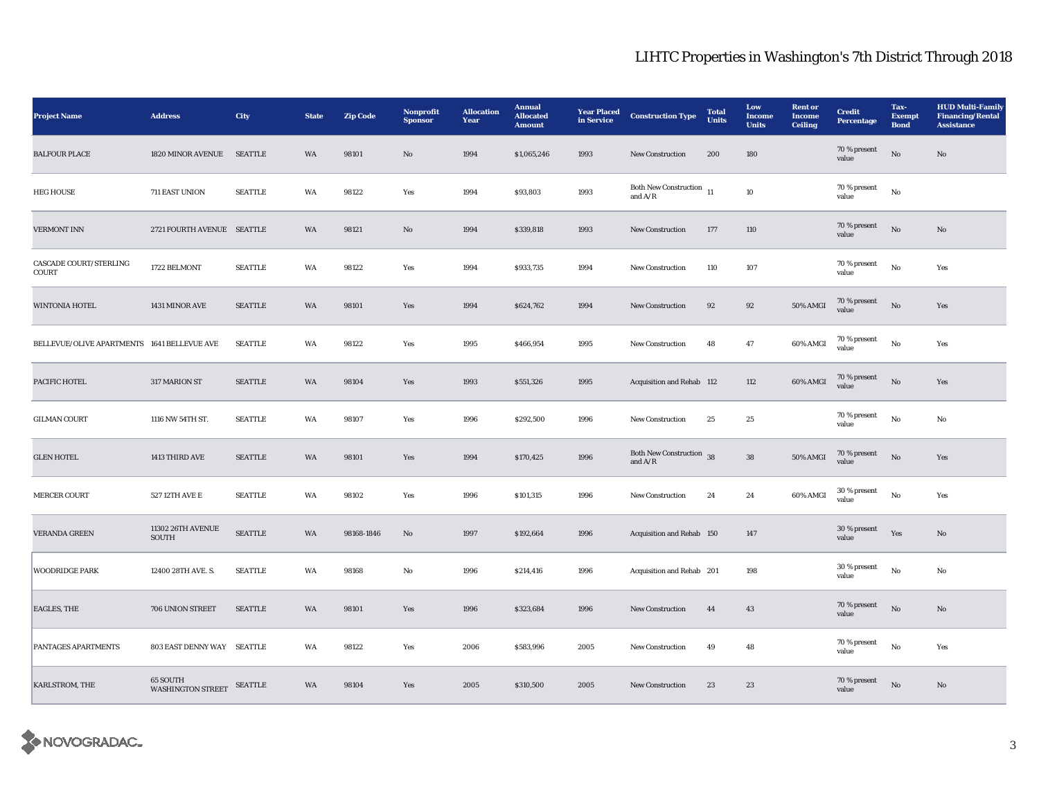# LIHTC Properties in Washington's 7th District Through 2018

| Project Name | Address | City | State | Zip Code | Nonprofit Sponsor | Allocation Year | Annual Allocated Amount | Year Placed in Service | Construction Type | Total Units | Low Income Units | Rent or Income Ceiling | Credit Percentage | Tax-Exempt Bond | HUD Multi-Family Financing/Rental Assistance |
|---|---|---|---|---|---|---|---|---|---|---|---|---|---|---|---|
| BALFOUR PLACE | 1820 MINOR AVENUE | SEATTLE | WA | 98101 | No | 1994 | $1,065,246 | 1993 | New Construction | 200 | 180 | | 70 % present value | No | No |
| HEG HOUSE | 711 EAST UNION | SEATTLE | WA | 98122 | Yes | 1994 | $93,803 | 1993 | Both New Construction and A/R | 11 | 10 | | 70 % present value | No | |
| VERMONT INN | 2721 FOURTH AVENUE | SEATTLE | WA | 98121 | No | 1994 | $339,818 | 1993 | New Construction | 177 | 110 | | 70 % present value | No | No |
| CASCADE COURT/STERLING COURT | 1722 BELMONT | SEATTLE | WA | 98122 | Yes | 1994 | $933,735 | 1994 | New Construction | 110 | 107 | | 70 % present value | No | Yes |
| WINTONIA HOTEL | 1431 MINOR AVE | SEATTLE | WA | 98101 | Yes | 1994 | $624,762 | 1994 | New Construction | 92 | 92 | 50% AMGI | 70 % present value | No | Yes |
| BELLEVUE/OLIVE APARTMENTS | 1641 BELLEVUE AVE | SEATTLE | WA | 98122 | Yes | 1995 | $466,954 | 1995 | New Construction | 48 | 47 | 60% AMGI | 70 % present value | No | Yes |
| PACIFIC HOTEL | 317 MARION ST | SEATTLE | WA | 98104 | Yes | 1993 | $551,326 | 1995 | Acquisition and Rehab | 112 | 112 | 60% AMGI | 70 % present value | No | Yes |
| GILMAN COURT | 1116 NW 54TH ST. | SEATTLE | WA | 98107 | Yes | 1996 | $292,500 | 1996 | New Construction | 25 | 25 | | 70 % present value | No | No |
| GLEN HOTEL | 1413 THIRD AVE | SEATTLE | WA | 98101 | Yes | 1994 | $170,425 | 1996 | Both New Construction and A/R | 38 | 38 | 50% AMGI | 70 % present value | No | Yes |
| MERCER COURT | 527 12TH AVE E | SEATTLE | WA | 98102 | Yes | 1996 | $101,315 | 1996 | New Construction | 24 | 24 | 60% AMGI | 30 % present value | No | Yes |
| VERANDA GREEN | 11302 26TH AVENUE SOUTH | SEATTLE | WA | 98168-1846 | No | 1997 | $192,664 | 1996 | Acquisition and Rehab | 150 | 147 | | 30 % present value | Yes | No |
| WOODRIDGE PARK | 12400 28TH AVE. S. | SEATTLE | WA | 98168 | No | 1996 | $214,416 | 1996 | Acquisition and Rehab | 201 | 198 | | 30 % present value | No | No |
| EAGLES, THE | 706 UNION STREET | SEATTLE | WA | 98101 | Yes | 1996 | $323,684 | 1996 | New Construction | 44 | 43 | | 70 % present value | No | No |
| PANTAGES APARTMENTS | 803 EAST DENNY WAY | SEATTLE | WA | 98122 | Yes | 2006 | $583,996 | 2005 | New Construction | 49 | 48 | | 70 % present value | No | Yes |
| KARLSTROM, THE | 65 SOUTH WASHINGTON STREET | SEATTLE | WA | 98104 | Yes | 2005 | $310,500 | 2005 | New Construction | 23 | 23 | | 70 % present value | No | No |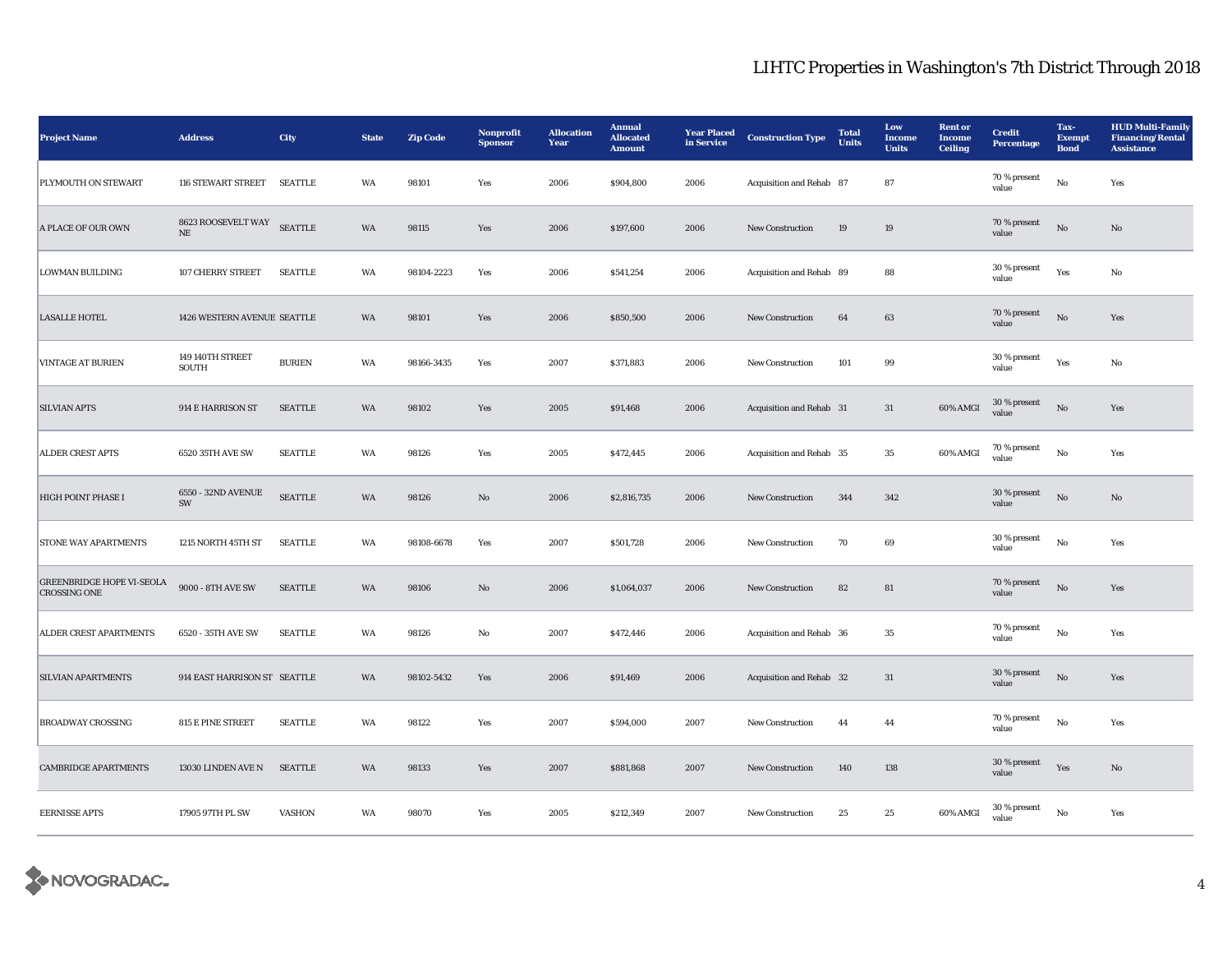## LIHTC Properties in Washington's 7th District Through 2018

| Project Name | Address | City | State | Zip Code | Nonprofit Sponsor | Allocation Year | Annual Allocated Amount | Year Placed in Service | Construction Type | Total Units | Low Income Units | Rent or Income Ceiling | Credit Percentage | Tax-Exempt Bond | HUD Multi-Family Financing/Rental Assistance |
|---|---|---|---|---|---|---|---|---|---|---|---|---|---|---|---|
| PLYMOUTH ON STEWART | 116 STEWART STREET | SEATTLE | WA | 98101 | Yes | 2006 | $904,800 | 2006 | Acquisition and Rehab | 87 | 87 | | 70 % present value | No | Yes |
| A PLACE OF OUR OWN | 8623 ROOSEVELT WAY NE | SEATTLE | WA | 98115 | Yes | 2006 | $197,600 | 2006 | New Construction | 19 | 19 | | 70 % present value | No | No |
| LOWMAN BUILDING | 107 CHERRY STREET | SEATTLE | WA | 98104-2223 | Yes | 2006 | $541,254 | 2006 | Acquisition and Rehab | 89 | 88 | | 30 % present value | Yes | No |
| LASALLE HOTEL | 1426 WESTERN AVENUE | SEATTLE | WA | 98101 | Yes | 2006 | $850,500 | 2006 | New Construction | 64 | 63 | | 70 % present value | No | Yes |
| VINTAGE AT BURIEN | 149 140TH STREET SOUTH | BURIEN | WA | 98166-3435 | Yes | 2007 | $371,883 | 2006 | New Construction | 101 | 99 | | 30 % present value | Yes | No |
| SILVIAN APTS | 914 E HARRISON ST | SEATTLE | WA | 98102 | Yes | 2005 | $91,468 | 2006 | Acquisition and Rehab | 31 | 31 | 60% AMGI | 30 % present value | No | Yes |
| ALDER CREST APTS | 6520 35TH AVE SW | SEATTLE | WA | 98126 | Yes | 2005 | $472,445 | 2006 | Acquisition and Rehab | 35 | 35 | 60% AMGI | 70 % present value | No | Yes |
| HIGH POINT PHASE I | 6550 - 32ND AVENUE SW | SEATTLE | WA | 98126 | No | 2006 | $2,816,735 | 2006 | New Construction | 344 | 342 | | 30 % present value | No | No |
| STONE WAY APARTMENTS | 1215 NORTH 45TH ST | SEATTLE | WA | 98108-6678 | Yes | 2007 | $501,728 | 2006 | New Construction | 70 | 69 | | 30 % present value | No | Yes |
| GREENBRIDGE HOPE VI-SEOLA CROSSING ONE | 9000 - 8TH AVE SW | SEATTLE | WA | 98106 | No | 2006 | $1,064,037 | 2006 | New Construction | 82 | 81 | | 70 % present value | No | Yes |
| ALDER CREST APARTMENTS | 6520 - 35TH AVE SW | SEATTLE | WA | 98126 | No | 2007 | $472,446 | 2006 | Acquisition and Rehab | 36 | 35 | | 70 % present value | No | Yes |
| SILVIAN APARTMENTS | 914 EAST HARRISON ST | SEATTLE | WA | 98102-5432 | Yes | 2006 | $91,469 | 2006 | Acquisition and Rehab | 32 | 31 | | 30 % present value | No | Yes |
| BROADWAY CROSSING | 815 E PINE STREET | SEATTLE | WA | 98122 | Yes | 2007 | $594,000 | 2007 | New Construction | 44 | 44 | | 70 % present value | No | Yes |
| CAMBRIDGE APARTMENTS | 13030 LINDEN AVE N | SEATTLE | WA | 98133 | Yes | 2007 | $881,868 | 2007 | New Construction | 140 | 138 | | 30 % present value | Yes | No |
| EERNISSE APTS | 17905 97TH PL SW | VASHON | WA | 98070 | Yes | 2005 | $212,349 | 2007 | New Construction | 25 | 25 | 60% AMGI | 30 % present value | No | Yes |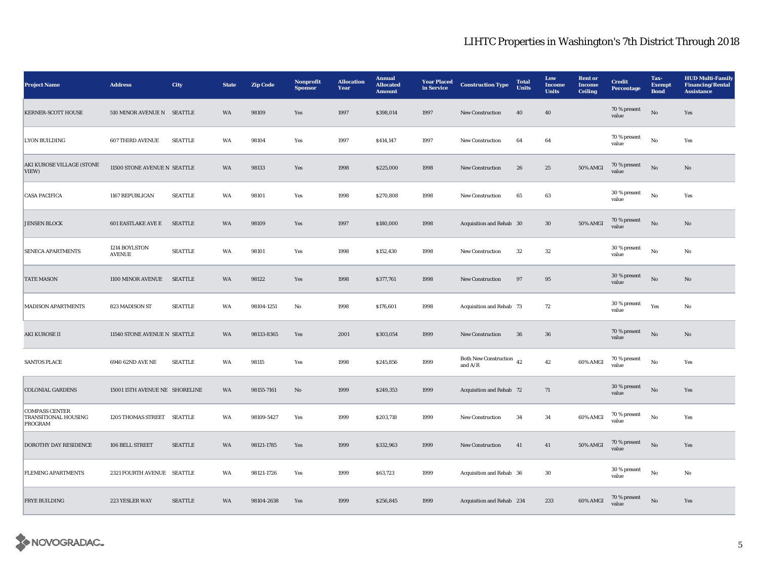# LIHTC Properties in Washington's 7th District Through 2018

| Project Name | Address | City | State | Zip Code | Nonprofit Sponsor | Allocation Year | Annual Allocated Amount | Year Placed in Service | Construction Type | Total Units | Low Income Units | Rent or Income Ceiling | Credit Percentage | Tax-Exempt Bond | HUD Multi-Family Financing/Rental Assistance |
|---|---|---|---|---|---|---|---|---|---|---|---|---|---|---|---|
| KERNER-SCOTT HOUSE | 510 MINOR AVENUE N | SEATTLE | WA | 98109 | Yes | 1997 | $398,014 | 1997 | New Construction | 40 | 40 | | 70 % present value | No | Yes |
| LYON BUILDING | 607 THIRD AVENUE | SEATTLE | WA | 98104 | Yes | 1997 | $414,147 | 1997 | New Construction | 64 | 64 | | 70 % present value | No | Yes |
| AKI KUROSE VILLAGE (STONE VIEW) | 11500 STONE AVENUE N | SEATTLE | WA | 98133 | Yes | 1998 | $225,000 | 1998 | New Construction | 26 | 25 | 50% AMGI | 70 % present value | No | No |
| CASA PACIFICA | 1167 REPUBLICAN | SEATTLE | WA | 98101 | Yes | 1998 | $270,808 | 1998 | New Construction | 65 | 63 | | 30 % present value | No | Yes |
| JENSEN BLOCK | 601 EASTLAKE AVE E | SEATTLE | WA | 98109 | Yes | 1997 | $180,000 | 1998 | Acquisition and Rehab | 30 | 30 | 50% AMGI | 70 % present value | No | No |
| SENECA APARTMENTS | 1214 BOYLSTON AVENUE | SEATTLE | WA | 98101 | Yes | 1998 | $152,430 | 1998 | New Construction | 32 | 32 | | 30 % present value | No | No |
| TATE MASON | 1100 MINOR AVENUE | SEATTLE | WA | 98122 | Yes | 1998 | $377,761 | 1998 | New Construction | 97 | 95 | | 30 % present value | No | No |
| MADISON APARTMENTS | 823 MADISON ST | SEATTLE | WA | 98104-1251 | No | 1998 | $176,601 | 1998 | Acquisition and Rehab | 73 | 72 | | 30 % present value | Yes | No |
| AKI KUROSE II | 11540 STONE AVENUE N | SEATTLE | WA | 98133-8365 | Yes | 2001 | $303,054 | 1999 | New Construction | 36 | 36 | | 70 % present value | No | No |
| SANTOS PLACE | 6940 62ND AVE NE | SEATTLE | WA | 98115 | Yes | 1998 | $245,856 | 1999 | Both New Construction and A/R | 42 | 42 | 60% AMGI | 70 % present value | No | Yes |
| COLONIAL GARDENS | 15001 15TH AVENUE NE | SHORELINE | WA | 98155-7161 | No | 1999 | $249,353 | 1999 | Acquisition and Rehab | 72 | 71 | | 30 % present value | No | Yes |
| COMPASS CENTER TRANSITIONAL HOUSING PROGRAM | 1205 THOMAS STREET | SEATTLE | WA | 98109-5427 | Yes | 1999 | $203,718 | 1999 | New Construction | 34 | 34 | 60% AMGI | 70 % present value | No | Yes |
| DOROTHY DAY RESIDENCE | 106 BELL STREET | SEATTLE | WA | 98121-1785 | Yes | 1999 | $332,963 | 1999 | New Construction | 41 | 41 | 50% AMGI | 70 % present value | No | Yes |
| FLEMING APARTMENTS | 2321 FOURTH AVENUE | SEATTLE | WA | 98121-1726 | Yes | 1999 | $63,723 | 1999 | Acquisition and Rehab | 36 | 30 | | 30 % present value | No | No |
| FRYE BUILDING | 223 YESLER WAY | SEATTLE | WA | 98104-2638 | Yes | 1999 | $256,845 | 1999 | Acquisition and Rehab | 234 | 233 | 60% AMGI | 70 % present value | No | Yes |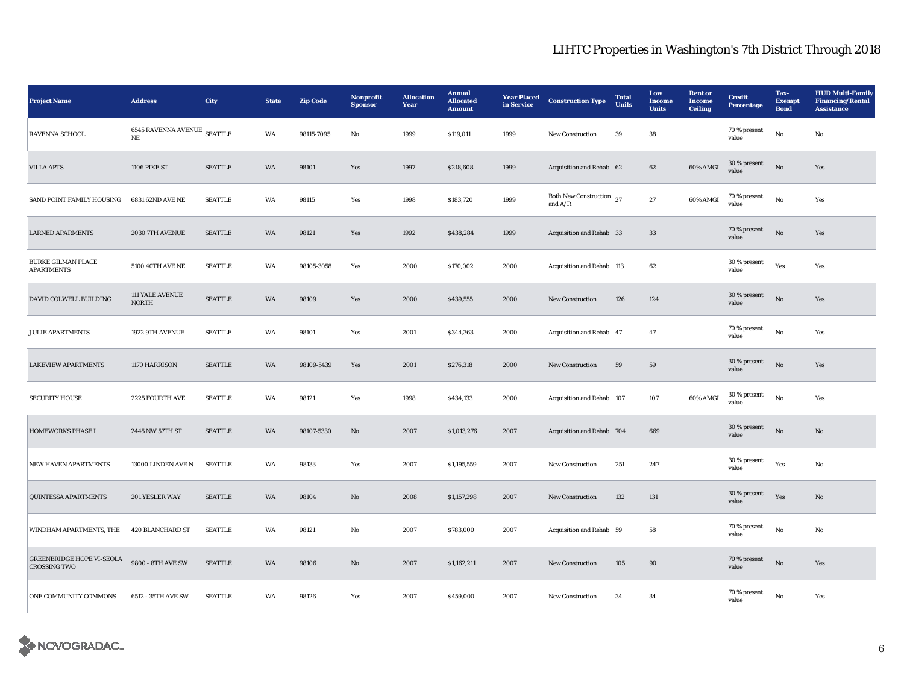# LIHTC Properties in Washington's 7th District Through 2018

| Project Name | Address | City | State | Zip Code | Nonprofit Sponsor | Allocation Year | Annual Allocated Amount | Year Placed in Service | Construction Type | Total Units | Low Income Units | Rent or Income Ceiling | Credit Percentage | Tax-Exempt Bond | HUD Multi-Family Financing/Rental Assistance |
|---|---|---|---|---|---|---|---|---|---|---|---|---|---|---|---|
| RAVENNA SCHOOL | 6545 RAVENNA AVENUE NE | SEATTLE | WA | 98115-7095 | No | 1999 | $119,011 | 1999 | New Construction | 39 | 38 | | 70 % present value | No | No |
| VILLA APTS | 1106 PIKE ST | SEATTLE | WA | 98101 | Yes | 1997 | $218,608 | 1999 | Acquisition and Rehab | 62 | 62 | 60% AMGI | 30 % present value | No | Yes |
| SAND POINT FAMILY HOUSING | 6831 62ND AVE NE | SEATTLE | WA | 98115 | Yes | 1998 | $183,720 | 1999 | Both New Construction and A/R | 27 | 27 | 60% AMGI | 70 % present value | No | Yes |
| LARNED APARMENTS | 2030 7TH AVENUE | SEATTLE | WA | 98121 | Yes | 1992 | $438,284 | 1999 | Acquisition and Rehab | 33 | 33 | | 70 % present value | No | Yes |
| BURKE GILMAN PLACE APARTMENTS | 5100 40TH AVE NE | SEATTLE | WA | 98105-3058 | Yes | 2000 | $170,002 | 2000 | Acquisition and Rehab | 113 | 62 | | 30 % present value | Yes | Yes |
| DAVID COLWELL BUILDING | 111 YALE AVENUE NORTH | SEATTLE | WA | 98109 | Yes | 2000 | $439,555 | 2000 | New Construction | 126 | 124 | | 30 % present value | No | Yes |
| JULIE APARTMENTS | 1922 9TH AVENUE | SEATTLE | WA | 98101 | Yes | 2001 | $344,363 | 2000 | Acquisition and Rehab | 47 | 47 | | 70 % present value | No | Yes |
| LAKEVIEW APARTMENTS | 1170 HARRISON | SEATTLE | WA | 98109-5439 | Yes | 2001 | $276,318 | 2000 | New Construction | 59 | 59 | | 30 % present value | No | Yes |
| SECURITY HOUSE | 2225 FOURTH AVE | SEATTLE | WA | 98121 | Yes | 1998 | $434,133 | 2000 | Acquisition and Rehab | 107 | 107 | 60% AMGI | 30 % present value | No | Yes |
| HOMEWORKS PHASE I | 2445 NW 57TH ST | SEATTLE | WA | 98107-5330 | No | 2007 | $1,013,276 | 2007 | Acquisition and Rehab | 704 | 669 | | 30 % present value | No | No |
| NEW HAVEN APARTMENTS | 13000 LINDEN AVE N | SEATTLE | WA | 98133 | Yes | 2007 | $1,195,559 | 2007 | New Construction | 251 | 247 | | 30 % present value | Yes | No |
| QUINTESSA APARTMENTS | 201 YESLER WAY | SEATTLE | WA | 98104 | No | 2008 | $1,157,298 | 2007 | New Construction | 132 | 131 | | 30 % present value | Yes | No |
| WINDHAM APARTMENTS, THE | 420 BLANCHARD ST | SEATTLE | WA | 98121 | No | 2007 | $783,000 | 2007 | Acquisition and Rehab | 59 | 58 | | 70 % present value | No | No |
| GREENBRIDGE HOPE VI-SEOLA CROSSING TWO | 9800 - 8TH AVE SW | SEATTLE | WA | 98106 | No | 2007 | $1,162,211 | 2007 | New Construction | 105 | 90 | | 70 % present value | No | Yes |
| ONE COMMUNITY COMMONS | 6512 - 35TH AVE SW | SEATTLE | WA | 98126 | Yes | 2007 | $459,000 | 2007 | New Construction | 34 | 34 | | 70 % present value | No | Yes |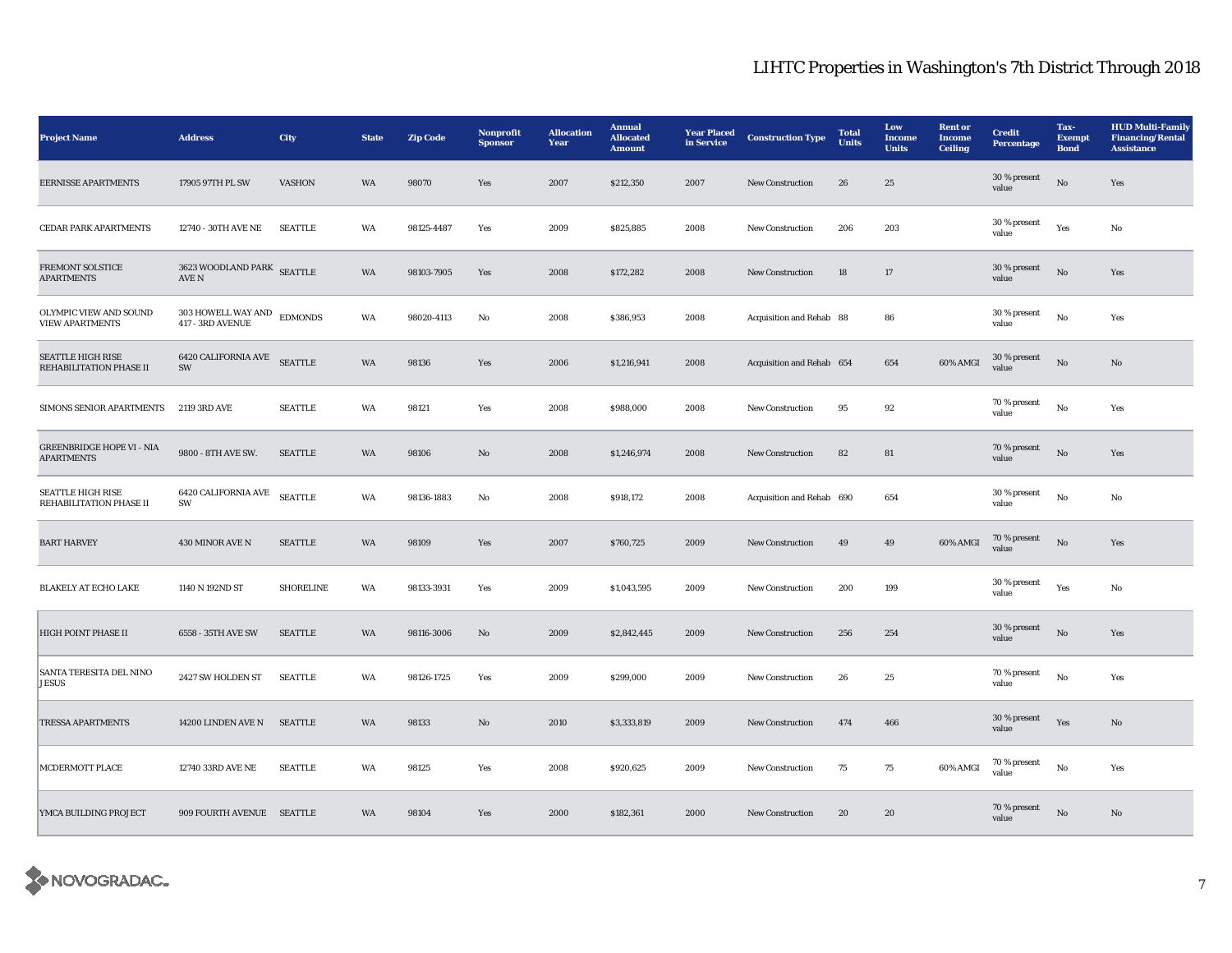## LIHTC Properties in Washington's 7th District Through 2018

| Project Name | Address | City | State | Zip Code | Nonprofit Sponsor | Allocation Year | Annual Allocated Amount | Year Placed in Service | Construction Type | Total Units | Low Income Units | Rent or Income Ceiling | Credit Percentage | Tax-Exempt Bond | HUD Multi-Family Financing/Rental Assistance |
|---|---|---|---|---|---|---|---|---|---|---|---|---|---|---|---|
| EERNISSE APARTMENTS | 17905 97TH PL SW | VASHON | WA | 98070 | Yes | 2007 | $212,350 | 2007 | New Construction | 26 | 25 | | 30 % present value | No | Yes |
| CEDAR PARK APARTMENTS | 12740 - 30TH AVE NE | SEATTLE | WA | 98125-4487 | Yes | 2009 | $825,885 | 2008 | New Construction | 206 | 203 | | 30 % present value | Yes | No |
| FREMONT SOLSTICE APARTMENTS | 3623 WOODLAND PARK AVE N | SEATTLE | WA | 98103-7905 | Yes | 2008 | $172,282 | 2008 | New Construction | 18 | 17 | | 30 % present value | No | Yes |
| OLYMPIC VIEW AND SOUND VIEW APARTMENTS | 303 HOWELL WAY AND 417 - 3RD AVENUE | EDMONDS | WA | 98020-4113 | No | 2008 | $386,953 | 2008 | Acquisition and Rehab | 88 | 86 | | 30 % present value | No | Yes |
| SEATTLE HIGH RISE REHABILITATION PHASE II | 6420 CALIFORNIA AVE SW | SEATTLE | WA | 98136 | Yes | 2006 | $1,216,941 | 2008 | Acquisition and Rehab | 654 | 654 | 60% AMGI | 30 % present value | No | No |
| SIMONS SENIOR APARTMENTS | 2119 3RD AVE | SEATTLE | WA | 98121 | Yes | 2008 | $988,000 | 2008 | New Construction | 95 | 92 | | 70 % present value | No | Yes |
| GREENBRIDGE HOPE VI - NIA APARTMENTS | 9800 - 8TH AVE SW. | SEATTLE | WA | 98106 | No | 2008 | $1,246,974 | 2008 | New Construction | 82 | 81 | | 70 % present value | No | Yes |
| SEATTLE HIGH RISE REHABILITATION PHASE II | 6420 CALIFORNIA AVE SW | SEATTLE | WA | 98136-1883 | No | 2008 | $918,172 | 2008 | Acquisition and Rehab | 690 | 654 | | 30 % present value | No | No |
| BART HARVEY | 430 MINOR AVE N | SEATTLE | WA | 98109 | Yes | 2007 | $760,725 | 2009 | New Construction | 49 | 49 | 60% AMGI | 70 % present value | No | Yes |
| BLAKELY AT ECHO LAKE | 1140 N 192ND ST | SHORELINE | WA | 98133-3931 | Yes | 2009 | $1,043,595 | 2009 | New Construction | 200 | 199 | | 30 % present value | Yes | No |
| HIGH POINT PHASE II | 6558 - 35TH AVE SW | SEATTLE | WA | 98116-3006 | No | 2009 | $2,842,445 | 2009 | New Construction | 256 | 254 | | 30 % present value | No | Yes |
| SANTA TERESITA DEL NINO JESUS | 2427 SW HOLDEN ST | SEATTLE | WA | 98126-1725 | Yes | 2009 | $299,000 | 2009 | New Construction | 26 | 25 | | 70 % present value | No | Yes |
| TRESSA APARTMENTS | 14200 LINDEN AVE N | SEATTLE | WA | 98133 | No | 2010 | $3,333,819 | 2009 | New Construction | 474 | 466 | | 30 % present value | Yes | No |
| MCDERMOTT PLACE | 12740 33RD AVE NE | SEATTLE | WA | 98125 | Yes | 2008 | $920,625 | 2009 | New Construction | 75 | 75 | 60% AMGI | 70 % present value | No | Yes |
| YMCA BUILDING PROJECT | 909 FOURTH AVENUE | SEATTLE | WA | 98104 | Yes | 2000 | $182,361 | 2000 | New Construction | 20 | 20 | | 70 % present value | No | No |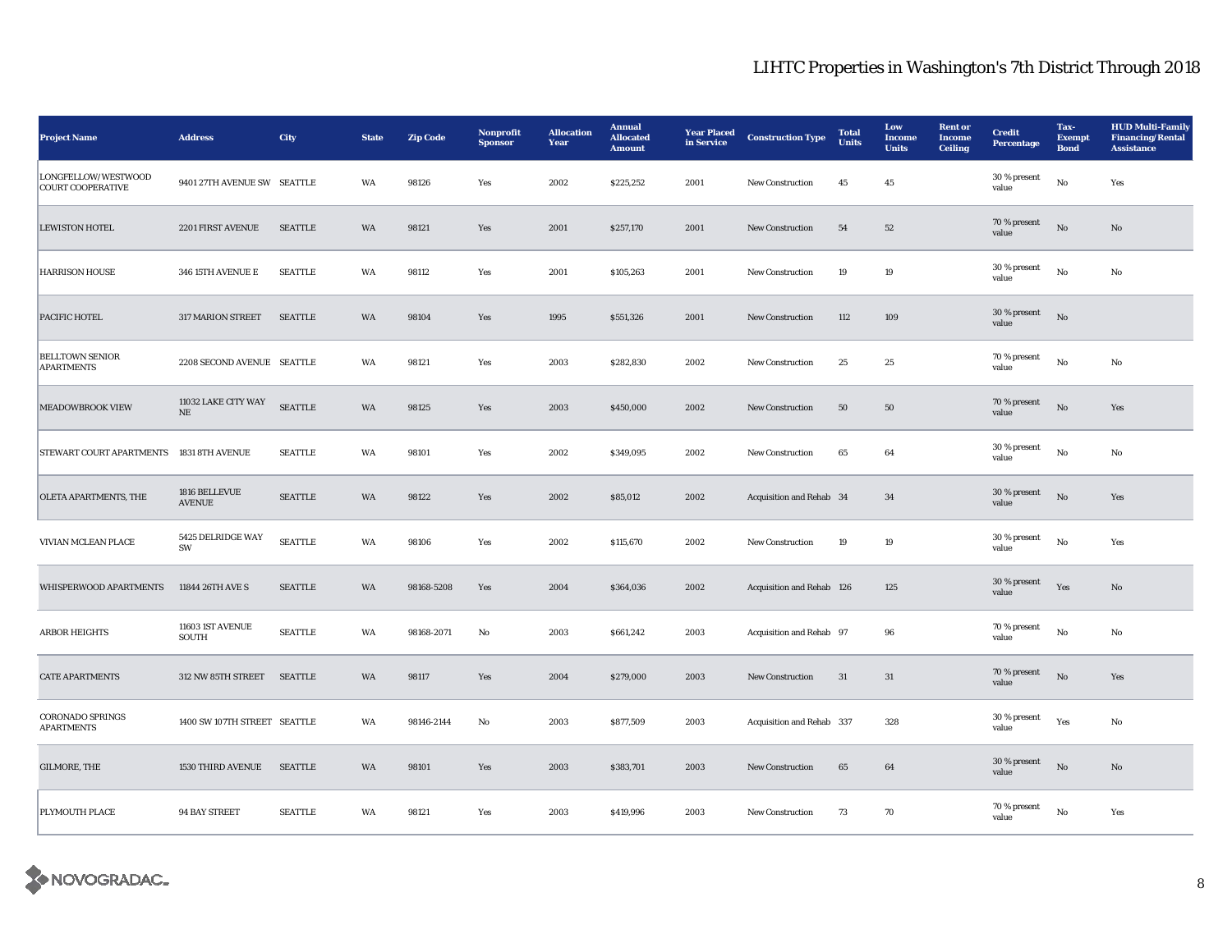# LIHTC Properties in Washington's 7th District Through 2018

| Project Name | Address | City | State | Zip Code | Nonprofit Sponsor | Allocation Year | Annual Allocated Amount | Year Placed in Service | Construction Type | Total Units | Low Income Units | Rent or Income Ceiling | Credit Percentage | Tax-Exempt Bond | HUD Multi-Family Financing/Rental Assistance |
|---|---|---|---|---|---|---|---|---|---|---|---|---|---|---|---|
| LONGFELLOW/WESTWOOD COURT COOPERATIVE | 9401 27TH AVENUE SW | SEATTLE | WA | 98126 | Yes | 2002 | $225,252 | 2001 | New Construction | 45 | 45 | | 30 % present value | No | Yes |
| LEWISTON HOTEL | 2201 FIRST AVENUE | SEATTLE | WA | 98121 | Yes | 2001 | $257,170 | 2001 | New Construction | 54 | 52 | | 70 % present value | No | No |
| HARRISON HOUSE | 346 15TH AVENUE E | SEATTLE | WA | 98112 | Yes | 2001 | $105,263 | 2001 | New Construction | 19 | 19 | | 30 % present value | No | No |
| PACIFIC HOTEL | 317 MARION STREET | SEATTLE | WA | 98104 | Yes | 1995 | $551,326 | 2001 | New Construction | 112 | 109 | | 30 % present value | No | |
| BELLTOWN SENIOR APARTMENTS | 2208 SECOND AVENUE | SEATTLE | WA | 98121 | Yes | 2003 | $282,830 | 2002 | New Construction | 25 | 25 | | 70 % present value | No | No |
| MEADOWBROOK VIEW | 11032 LAKE CITY WAY NE | SEATTLE | WA | 98125 | Yes | 2003 | $450,000 | 2002 | New Construction | 50 | 50 | | 70 % present value | No | Yes |
| STEWART COURT APARTMENTS | 1831 8TH AVENUE | SEATTLE | WA | 98101 | Yes | 2002 | $349,095 | 2002 | New Construction | 65 | 64 | | 30 % present value | No | No |
| OLETA APARTMENTS, THE | 1816 BELLEVUE AVENUE | SEATTLE | WA | 98122 | Yes | 2002 | $85,012 | 2002 | Acquisition and Rehab | 34 | 34 | | 30 % present value | No | Yes |
| VIVIAN MCLEAN PLACE | 5425 DELRIDGE WAY SW | SEATTLE | WA | 98106 | Yes | 2002 | $115,670 | 2002 | New Construction | 19 | 19 | | 30 % present value | No | Yes |
| WHISPERWOOD APARTMENTS | 11844 26TH AVE S | SEATTLE | WA | 98168-5208 | Yes | 2004 | $364,036 | 2002 | Acquisition and Rehab | 126 | 125 | | 30 % present value | Yes | No |
| ARBOR HEIGHTS | 11603 1ST AVENUE SOUTH | SEATTLE | WA | 98168-2071 | No | 2003 | $661,242 | 2003 | Acquisition and Rehab | 97 | 96 | | 70 % present value | No | No |
| CATE APARTMENTS | 312 NW 85TH STREET | SEATTLE | WA | 98117 | Yes | 2004 | $279,000 | 2003 | New Construction | 31 | 31 | | 70 % present value | No | Yes |
| CORONADO SPRINGS APARTMENTS | 1400 SW 107TH STREET | SEATTLE | WA | 98146-2144 | No | 2003 | $877,509 | 2003 | Acquisition and Rehab | 337 | 328 | | 30 % present value | Yes | No |
| GILMORE, THE | 1530 THIRD AVENUE | SEATTLE | WA | 98101 | Yes | 2003 | $383,701 | 2003 | New Construction | 65 | 64 | | 30 % present value | No | No |
| PLYMOUTH PLACE | 94 BAY STREET | SEATTLE | WA | 98121 | Yes | 2003 | $419,996 | 2003 | New Construction | 73 | 70 | | 70 % present value | No | Yes |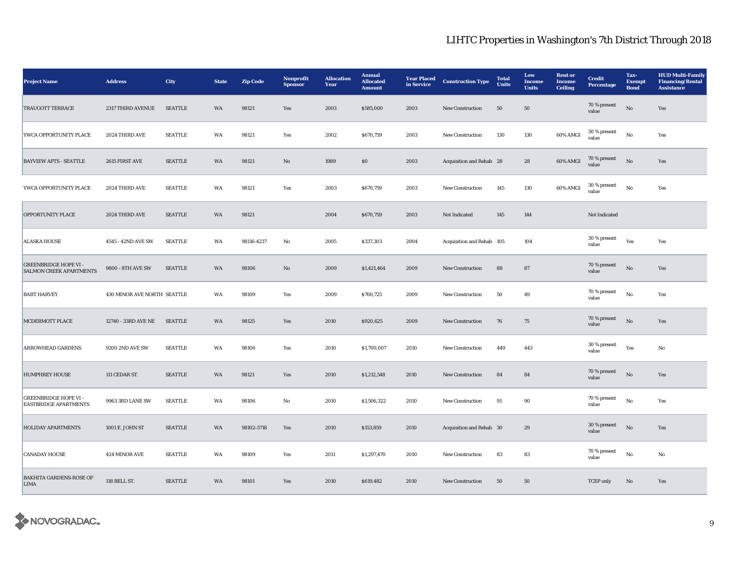# LIHTC Properties in Washington's 7th District Through 2018

| Project Name | Address | City | State | Zip Code | Nonprofit Sponsor | Allocation Year | Annual Allocated Amount | Year Placed in Service | Construction Type | Total Units | Low Income Units | Rent or Income Ceiling | Credit Percentage | Tax-Exempt Bond | HUD Multi-Family Financing/Rental Assistance |
|---|---|---|---|---|---|---|---|---|---|---|---|---|---|---|---|
| TRAUGOTT TERRACE | 2317 THIRD AVENUE | SEATTLE | WA | 98121 | Yes | 2003 | $585,000 | 2003 | New Construction | 50 | 50 | | 70 % present value | No | Yes |
| YWCA OPPORTUNITY PLACE | 2024 THIRD AVE | SEATTLE | WA | 98121 | Yes | 2002 | $670,759 | 2003 | New Construction | 130 | 130 | 60% AMGI | 30 % present value | No | Yes |
| BAYVIEW APTS - SEATTLE | 2615 FIRST AVE | SEATTLE | WA | 98121 | No | 1989 | $0 | 2003 | Acquisition and Rehab | 28 | 28 | 60% AMGI | 70 % present value | No | Yes |
| YWCA OPPORTUNITY PLACE | 2024 THIRD AVE | SEATTLE | WA | 98121 | Yes | 2003 | $670,759 | 2003 | New Construction | 145 | 130 | 60% AMGI | 30 % present value | No | Yes |
| OPPORTUNITY PLACE | 2024 THIRD AVE | SEATTLE | WA | 98121 | | 2004 | $670,759 | 2003 | Not Indicated | 145 | 144 | | Not Indicated | | |
| ALASKA HOUSE | 4545 - 42ND AVE SW | SEATTLE | WA | 98116-4237 | No | 2005 | $337,303 | 2004 | Acquisition and Rehab | 105 | 104 | | 30 % present value | Yes | Yes |
| GREENBRIDGE HOPE VI - SALMON CREEK APARTMENTS | 9800 - 8TH AVE SW | SEATTLE | WA | 98106 | No | 2009 | $1,421,464 | 2009 | New Construction | 88 | 87 | | 70 % present value | No | Yes |
| BART HARVEY | 430 MINOR AVE NORTH | SEATTLE | WA | 98109 | Yes | 2009 | $760,725 | 2009 | New Construction | 50 | 49 | | 70 % present value | No | Yes |
| MCDERMOTT PLACE | 12740 - 33RD AVE NE | SEATTLE | WA | 98125 | Yes | 2010 | $920,625 | 2009 | New Construction | 76 | 75 | | 70 % present value | No | Yes |
| ARROWHEAD GARDENS | 9200 2ND AVE SW | SEATTLE | WA | 98106 | Yes | 2010 | $1,700,007 | 2010 | New Construction | 449 | 443 | | 30 % present value | Yes | No |
| HUMPHREY HOUSE | 111 CEDAR ST. | SEATTLE | WA | 98121 | Yes | 2010 | $1,212,548 | 2010 | New Construction | 84 | 84 | | 70 % present value | No | Yes |
| GREENBRIDGE HOPE VI - EASTBRIDGE APARTMENTS | 9963 3RD LANE SW | SEATTLE | WA | 98106 | No | 2010 | $1,506,322 | 2010 | New Construction | 91 | 90 | | 70 % present value | No | Yes |
| HOLIDAY APARTMENTS | 1001 E. JOHN ST | SEATTLE | WA | 98102-5718 | Yes | 2010 | $153,859 | 2010 | Acquisition and Rehab | 30 | 29 | | 30 % present value | No | Yes |
| CANADAY HOUSE | 424 MINOR AVE | SEATTLE | WA | 98109 | Yes | 2011 | $1,297,470 | 2010 | New Construction | 83 | 83 | | 70 % present value | No | No |
| BAKHITA GARDENS-ROSE OF LIMA | 118 BELL ST. | SEATTLE | WA | 98101 | Yes | 2010 | $619,482 | 2010 | New Construction | 50 | 50 | | TCEP only | No | Yes |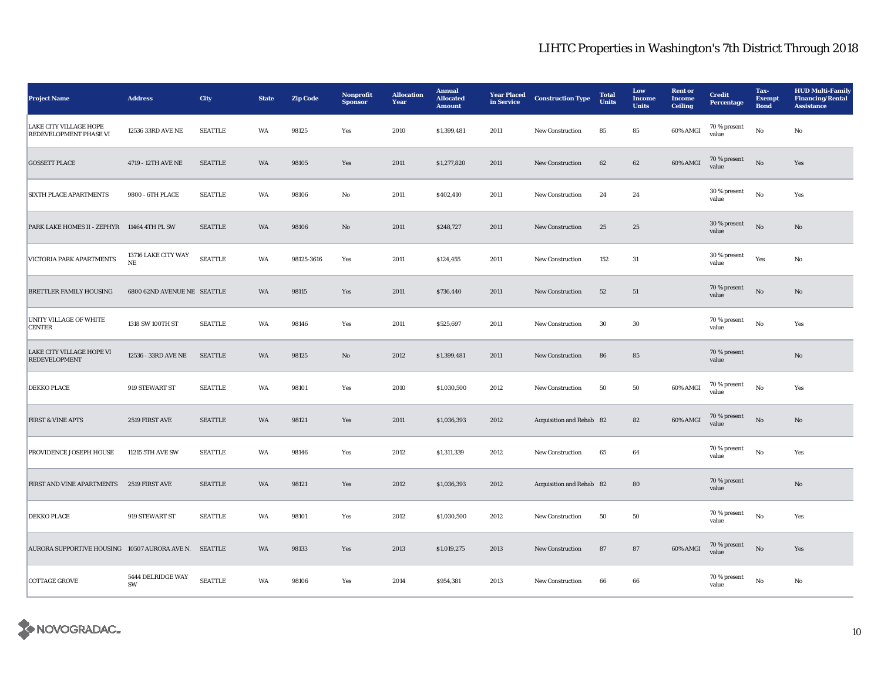# LIHTC Properties in Washington's 7th District Through 2018

| Project Name | Address | City | State | Zip Code | Nonprofit Sponsor | Allocation Year | Annual Allocated Amount | Year Placed in Service | Construction Type | Total Units | Low Income Units | Rent or Income Ceiling | Credit Percentage | Tax-Exempt Bond | HUD Multi-Family Financing/Rental Assistance |
|---|---|---|---|---|---|---|---|---|---|---|---|---|---|---|---|
| LAKE CITY VILLAGE HOPE REDEVELOPMENT PHASE VI | 12536 33RD AVE NE | SEATTLE | WA | 98125 | Yes | 2010 | $1,399,481 | 2011 | New Construction | 85 | 85 | 60% AMGI | 70 % present value | No | No |
| GOSSETT PLACE | 4719 - 12TH AVE NE | SEATTLE | WA | 98105 | Yes | 2011 | $1,277,820 | 2011 | New Construction | 62 | 62 | 60% AMGI | 70 % present value | No | Yes |
| SIXTH PLACE APARTMENTS | 9800 - 6TH PLACE | SEATTLE | WA | 98106 | No | 2011 | $402,410 | 2011 | New Construction | 24 | 24 | | 30 % present value | No | Yes |
| PARK LAKE HOMES II - ZEPHYR | 11464 4TH PL SW | SEATTLE | WA | 98106 | No | 2011 | $248,727 | 2011 | New Construction | 25 | 25 | | 30 % present value | No | No |
| VICTORIA PARK APARTMENTS | 13716 LAKE CITY WAY NE | SEATTLE | WA | 98125-3616 | Yes | 2011 | $124,455 | 2011 | New Construction | 152 | 31 | | 30 % present value | Yes | No |
| BRETTLER FAMILY HOUSING | 6800 62ND AVENUE NE | SEATTLE | WA | 98115 | Yes | 2011 | $736,440 | 2011 | New Construction | 52 | 51 | | 70 % present value | No | No |
| UNITY VILLAGE OF WHITE CENTER | 1318 SW 100TH ST | SEATTLE | WA | 98146 | Yes | 2011 | $525,697 | 2011 | New Construction | 30 | 30 | | 70 % present value | No | Yes |
| LAKE CITY VILLAGE HOPE VI REDEVELOPMENT | 12536 - 33RD AVE NE | SEATTLE | WA | 98125 | No | 2012 | $1,399,481 | 2011 | New Construction | 86 | 85 | | 70 % present value | | No |
| DEKKO PLACE | 919 STEWART ST | SEATTLE | WA | 98101 | Yes | 2010 | $1,030,500 | 2012 | New Construction | 50 | 50 | 60% AMGI | 70 % present value | No | Yes |
| FIRST & VINE APTS | 2519 FIRST AVE | SEATTLE | WA | 98121 | Yes | 2011 | $1,036,393 | 2012 | Acquisition and Rehab | 82 | 82 | 60% AMGI | 70 % present value | No | No |
| PROVIDENCE JOSEPH HOUSE | 11215 5TH AVE SW | SEATTLE | WA | 98146 | Yes | 2012 | $1,311,339 | 2012 | New Construction | 65 | 64 | | 70 % present value | No | Yes |
| FIRST AND VINE APARTMENTS | 2519 FIRST AVE | SEATTLE | WA | 98121 | Yes | 2012 | $1,036,393 | 2012 | Acquisition and Rehab | 82 | 80 | | 70 % present value | | No |
| DEKKO PLACE | 919 STEWART ST | SEATTLE | WA | 98101 | Yes | 2012 | $1,030,500 | 2012 | New Construction | 50 | 50 | | 70 % present value | No | Yes |
| AURORA SUPPORTIVE HOUSING | 10507 AURORA AVE N. | SEATTLE | WA | 98133 | Yes | 2013 | $1,019,275 | 2013 | New Construction | 87 | 87 | 60% AMGI | 70 % present value | No | Yes |
| COTTAGE GROVE | 5444 DELRIDGE WAY SW | SEATTLE | WA | 98106 | Yes | 2014 | $954,381 | 2013 | New Construction | 66 | 66 | | 70 % present value | No | No |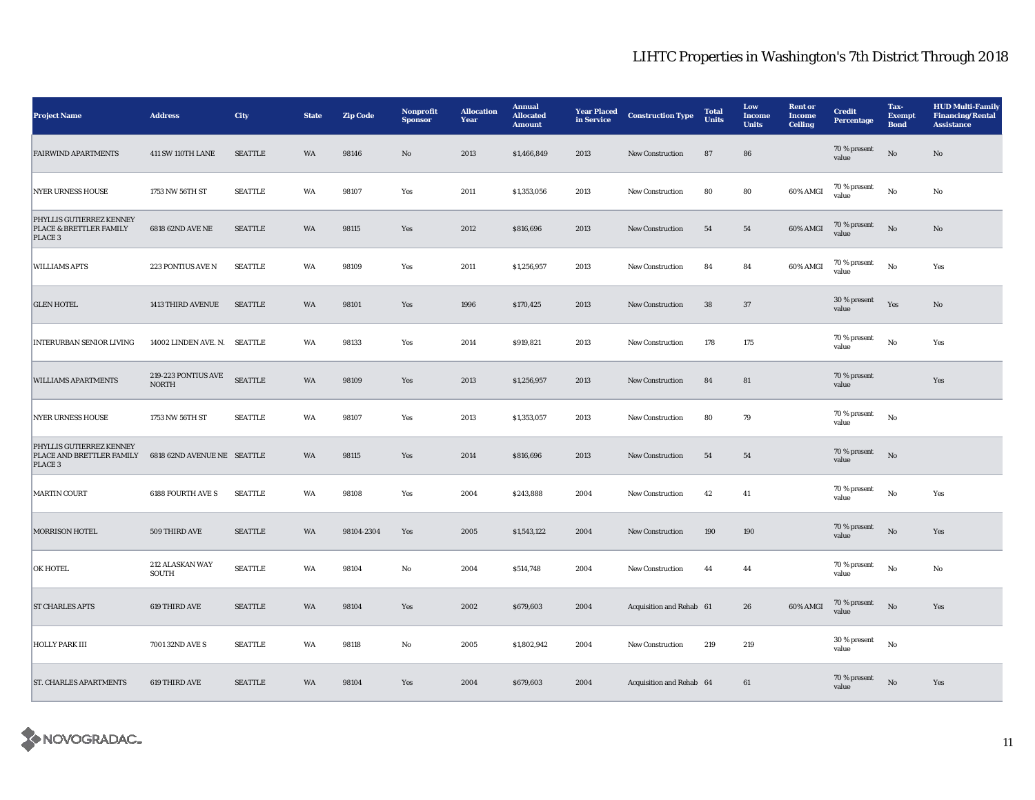# LIHTC Properties in Washington's 7th District Through 2018

| Project Name | Address | City | State | Zip Code | Nonprofit Sponsor | Allocation Year | Annual Allocated Amount | Year Placed in Service | Construction Type | Total Units | Low Income Units | Rent or Income Ceiling | Credit Percentage | Tax-Exempt Bond | HUD Multi-Family Financing/Rental Assistance |
|---|---|---|---|---|---|---|---|---|---|---|---|---|---|---|---|
| FAIRWIND APARTMENTS | 411 SW 110TH LANE | SEATTLE | WA | 98146 | No | 2013 | $1,466,849 | 2013 | New Construction | 87 | 86 | | 70 % present value | No | No |
| NYER URNESS HOUSE | 1753 NW 56TH ST | SEATTLE | WA | 98107 | Yes | 2011 | $1,353,056 | 2013 | New Construction | 80 | 80 | 60% AMGI | 70 % present value | No | No |
| PHYLLIS GUTIERREZ KENNEY PLACE & BRETTLER FAMILY PLACE 3 | 6818 62ND AVE NE | SEATTLE | WA | 98115 | Yes | 2012 | $816,696 | 2013 | New Construction | 54 | 54 | 60% AMGI | 70 % present value | No | No |
| WILLIAMS APTS | 223 PONTIUS AVE N | SEATTLE | WA | 98109 | Yes | 2011 | $1,256,957 | 2013 | New Construction | 84 | 84 | 60% AMGI | 70 % present value | No | Yes |
| GLEN HOTEL | 1413 THIRD AVENUE | SEATTLE | WA | 98101 | Yes | 1996 | $170,425 | 2013 | New Construction | 38 | 37 | | 30 % present value | Yes | No |
| INTERURBAN SENIOR LIVING | 14002 LINDEN AVE. N. | SEATTLE | WA | 98133 | Yes | 2014 | $919,821 | 2013 | New Construction | 178 | 175 | | 70 % present value | No | Yes |
| WILLIAMS APARTMENTS | 219-223 PONTIUS AVE NORTH | SEATTLE | WA | 98109 | Yes | 2013 | $1,256,957 | 2013 | New Construction | 84 | 81 | | 70 % present value | | Yes |
| NYER URNESS HOUSE | 1753 NW 56TH ST | SEATTLE | WA | 98107 | Yes | 2013 | $1,353,057 | 2013 | New Construction | 80 | 79 | | 70 % present value | No | |
| PHYLLIS GUTIERREZ KENNEY PLACE AND BRETTLER FAMILY PLACE 3 | 6818 62ND AVENUE NE | SEATTLE | WA | 98115 | Yes | 2014 | $816,696 | 2013 | New Construction | 54 | 54 | | 70 % present value | No | |
| MARTIN COURT | 6188 FOURTH AVE S | SEATTLE | WA | 98108 | Yes | 2004 | $243,888 | 2004 | New Construction | 42 | 41 | | 70 % present value | No | Yes |
| MORRISON HOTEL | 509 THIRD AVE | SEATTLE | WA | 98104-2304 | Yes | 2005 | $1,543,122 | 2004 | New Construction | 190 | 190 | | 70 % present value | No | Yes |
| OK HOTEL | 212 ALASKAN WAY SOUTH | SEATTLE | WA | 98104 | No | 2004 | $514,748 | 2004 | New Construction | 44 | 44 | | 70 % present value | No | No |
| ST CHARLES APTS | 619 THIRD AVE | SEATTLE | WA | 98104 | Yes | 2002 | $679,603 | 2004 | Acquisition and Rehab | 61 | 26 | 60% AMGI | 70 % present value | No | Yes |
| HOLLY PARK III | 7001 32ND AVE S | SEATTLE | WA | 98118 | No | 2005 | $1,802,942 | 2004 | New Construction | 219 | 219 | | 30 % present value | No | |
| ST. CHARLES APARTMENTS | 619 THIRD AVE | SEATTLE | WA | 98104 | Yes | 2004 | $679,603 | 2004 | Acquisition and Rehab | 64 | 61 | | 70 % present value | No | Yes |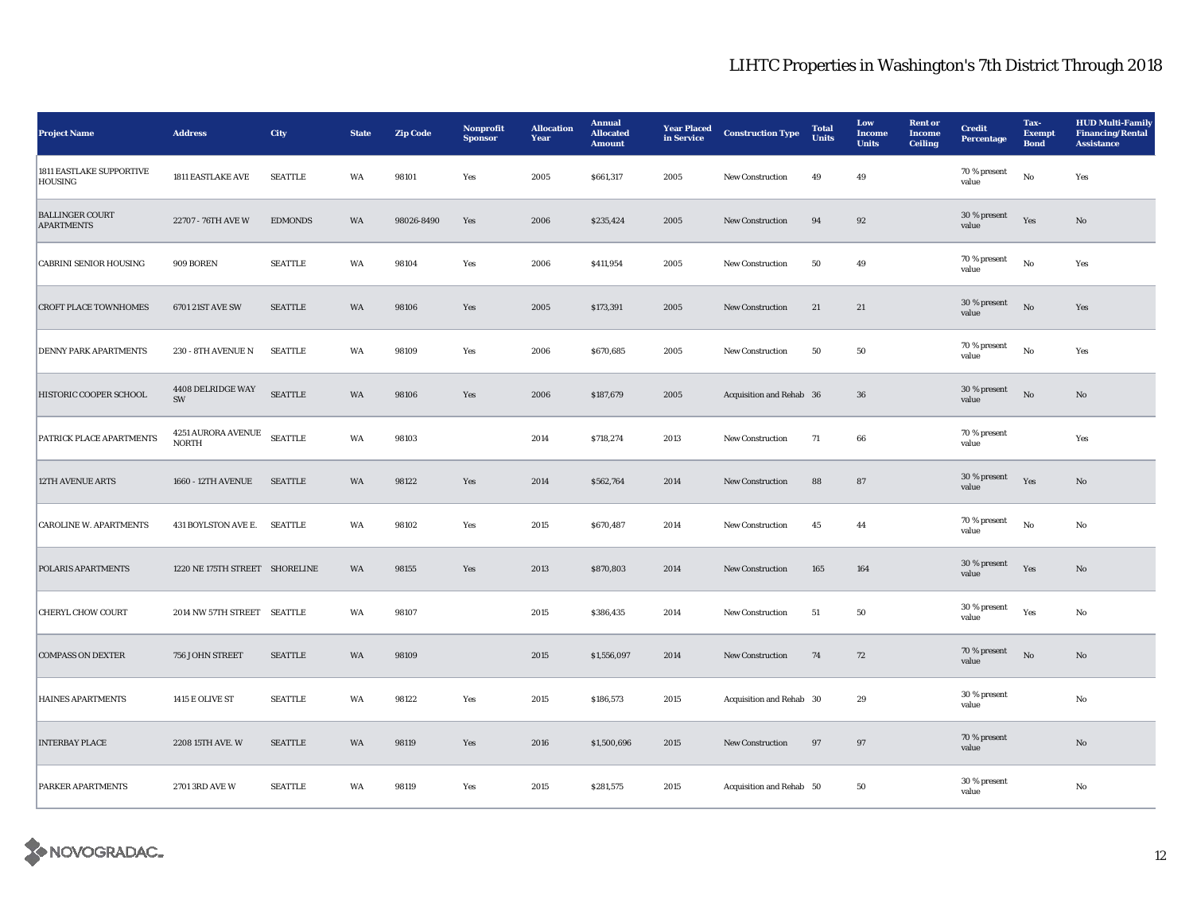# LIHTC Properties in Washington's 7th District Through 2018

| Project Name | Address | City | State | Zip Code | Nonprofit Sponsor | Allocation Year | Annual Allocated Amount | Year Placed in Service | Construction Type | Total Units | Low Income Units | Rent or Income Ceiling | Credit Percentage | Tax-Exempt Bond | HUD Multi-Family Financing/Rental Assistance |
|---|---|---|---|---|---|---|---|---|---|---|---|---|---|---|---|
| 1811 EASTLAKE SUPPORTIVE HOUSING | 1811 EASTLAKE AVE | SEATTLE | WA | 98101 | Yes | 2005 | $661,317 | 2005 | New Construction | 49 | 49 | | 70 % present value | No | Yes |
| BALLINGER COURT APARTMENTS | 22707 - 76TH AVE W | EDMONDS | WA | 98026-8490 | Yes | 2006 | $235,424 | 2005 | New Construction | 94 | 92 | | 30 % present value | Yes | No |
| CABRINI SENIOR HOUSING | 909 BOREN | SEATTLE | WA | 98104 | Yes | 2006 | $411,954 | 2005 | New Construction | 50 | 49 | | 70 % present value | No | Yes |
| CROFT PLACE TOWNHOMES | 6701 21ST AVE SW | SEATTLE | WA | 98106 | Yes | 2005 | $173,391 | 2005 | New Construction | 21 | 21 | | 30 % present value | No | Yes |
| DENNY PARK APARTMENTS | 230 - 8TH AVENUE N | SEATTLE | WA | 98109 | Yes | 2006 | $670,685 | 2005 | New Construction | 50 | 50 | | 70 % present value | No | Yes |
| HISTORIC COOPER SCHOOL | 4408 DELRIDGE WAY SW | SEATTLE | WA | 98106 | Yes | 2006 | $187,679 | 2005 | Acquisition and Rehab | 36 | 36 | | 30 % present value | No | No |
| PATRICK PLACE APARTMENTS | 4251 AURORA AVENUE NORTH | SEATTLE | WA | 98103 | | 2014 | $718,274 | 2013 | New Construction | 71 | 66 | | 70 % present value | | Yes |
| 12TH AVENUE ARTS | 1660 - 12TH AVENUE | SEATTLE | WA | 98122 | Yes | 2014 | $562,764 | 2014 | New Construction | 88 | 87 | | 30 % present value | Yes | No |
| CAROLINE W. APARTMENTS | 431 BOYLSTON AVE E. | SEATTLE | WA | 98102 | Yes | 2015 | $670,487 | 2014 | New Construction | 45 | 44 | | 70 % present value | No | No |
| POLARIS APARTMENTS | 1220 NE 175TH STREET | SHORELINE | WA | 98155 | Yes | 2013 | $870,803 | 2014 | New Construction | 165 | 164 | | 30 % present value | Yes | No |
| CHERYL CHOW COURT | 2014 NW 57TH STREET | SEATTLE | WA | 98107 | | 2015 | $386,435 | 2014 | New Construction | 51 | 50 | | 30 % present value | Yes | No |
| COMPASS ON DEXTER | 756 JOHN STREET | SEATTLE | WA | 98109 | | 2015 | $1,556,097 | 2014 | New Construction | 74 | 72 | | 70 % present value | No | No |
| HAINES APARTMENTS | 1415 E OLIVE ST | SEATTLE | WA | 98122 | Yes | 2015 | $186,573 | 2015 | Acquisition and Rehab | 30 | 29 | | 30 % present value | | No |
| INTERBAY PLACE | 2208 15TH AVE. W | SEATTLE | WA | 98119 | Yes | 2016 | $1,500,696 | 2015 | New Construction | 97 | 97 | | 70 % present value | | No |
| PARKER APARTMENTS | 2701 3RD AVE W | SEATTLE | WA | 98119 | Yes | 2015 | $281,575 | 2015 | Acquisition and Rehab | 50 | 50 | | 30 % present value | | No |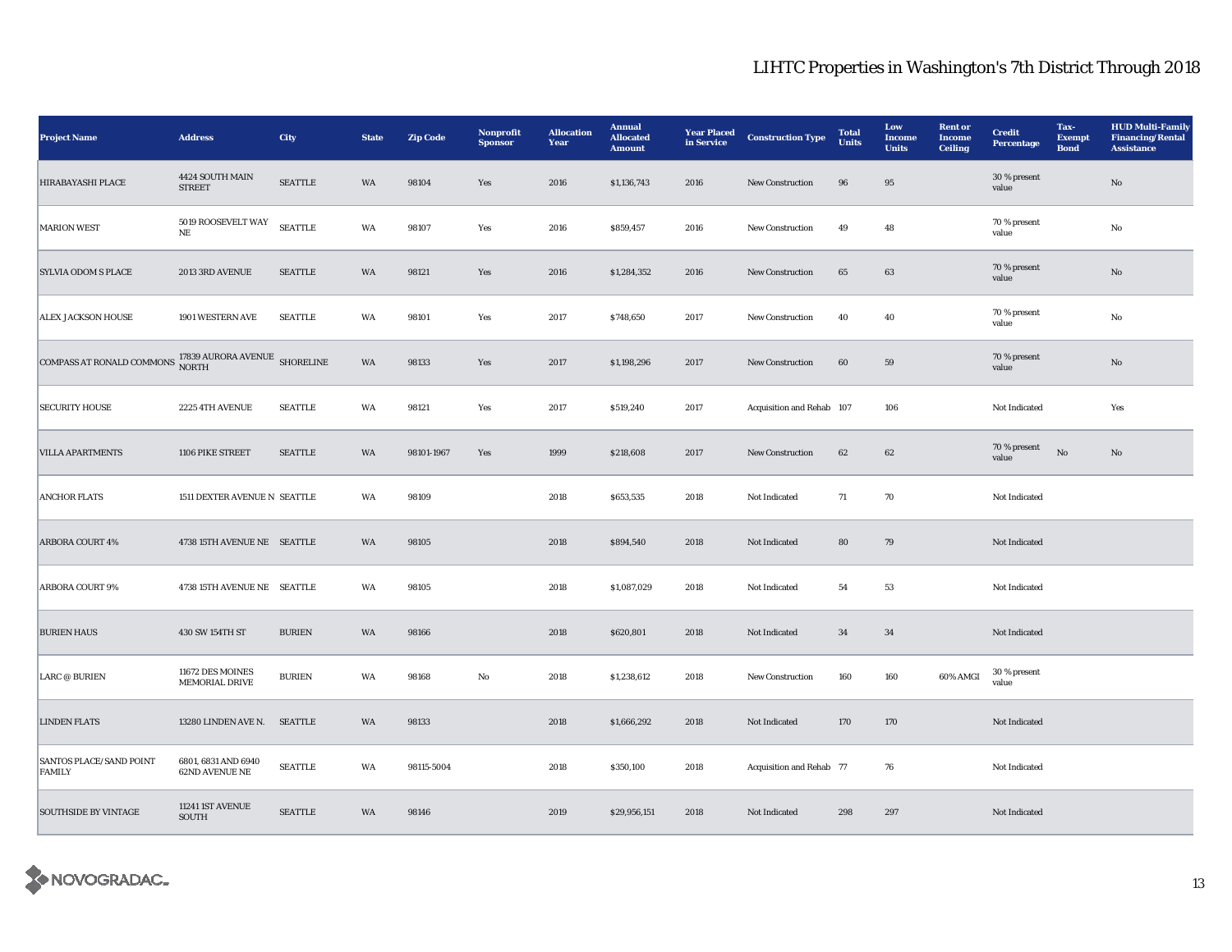# LIHTC Properties in Washington's 7th District Through 2018

| Project Name | Address | City | State | Zip Code | Nonprofit Sponsor | Allocation Year | Annual Allocated Amount | Year Placed in Service | Construction Type | Total Units | Low Income Units | Rent or Income Ceiling | Credit Percentage | Tax-Exempt Bond | HUD Multi-Family Financing/Rental Assistance |
|---|---|---|---|---|---|---|---|---|---|---|---|---|---|---|---|
| HIRABAYASHI PLACE | 4424 SOUTH MAIN STREET | SEATTLE | WA | 98104 | Yes | 2016 | $1,136,743 | 2016 | New Construction | 96 | 95 | | 30 % present value | | No |
| MARION WEST | 5019 ROOSEVELT WAY NE | SEATTLE | WA | 98107 | Yes | 2016 | $859,457 | 2016 | New Construction | 49 | 48 | | 70 % present value | | No |
| SYLVIA ODOM S PLACE | 2013 3RD AVENUE | SEATTLE | WA | 98121 | Yes | 2016 | $1,284,352 | 2016 | New Construction | 65 | 63 | | 70 % present value | | No |
| ALEX JACKSON HOUSE | 1901 WESTERN AVE | SEATTLE | WA | 98101 | Yes | 2017 | $748,650 | 2017 | New Construction | 40 | 40 | | 70 % present value | | No |
| COMPASS AT RONALD COMMONS | 17839 AURORA AVENUE NORTH | SHORELINE | WA | 98133 | Yes | 2017 | $1,198,296 | 2017 | New Construction | 60 | 59 | | 70 % present value | | No |
| SECURITY HOUSE | 2225 4TH AVENUE | SEATTLE | WA | 98121 | Yes | 2017 | $519,240 | 2017 | Acquisition and Rehab | 107 | 106 | | Not Indicated | | Yes |
| VILLA APARTMENTS | 1106 PIKE STREET | SEATTLE | WA | 98101-1967 | Yes | 1999 | $218,608 | 2017 | New Construction | 62 | 62 | | 70 % present value | No | No |
| ANCHOR FLATS | 1511 DEXTER AVENUE N | SEATTLE | WA | 98109 | | 2018 | $653,535 | 2018 | Not Indicated | 71 | 70 | | Not Indicated | | |
| ARBORA COURT 4% | 4738 15TH AVENUE NE | SEATTLE | WA | 98105 | | 2018 | $894,540 | 2018 | Not Indicated | 80 | 79 | | Not Indicated | | |
| ARBORA COURT 9% | 4738 15TH AVENUE NE | SEATTLE | WA | 98105 | | 2018 | $1,087,029 | 2018 | Not Indicated | 54 | 53 | | Not Indicated | | |
| BURIEN HAUS | 430 SW 154TH ST | BURIEN | WA | 98166 | | 2018 | $620,801 | 2018 | Not Indicated | 34 | 34 | | Not Indicated | | |
| LARC @ BURIEN | 11672 DES MOINES MEMORIAL DRIVE | BURIEN | WA | 98168 | No | 2018 | $1,238,612 | 2018 | New Construction | 160 | 160 | 60% AMGI | 30 % present value | | |
| LINDEN FLATS | 13280 LINDEN AVE N. | SEATTLE | WA | 98133 | | 2018 | $1,666,292 | 2018 | Not Indicated | 170 | 170 | | Not Indicated | | |
| SANTOS PLACE/SAND POINT FAMILY | 6801, 6831 AND 6940 62ND AVENUE NE | SEATTLE | WA | 98115-5004 | | 2018 | $350,100 | 2018 | Acquisition and Rehab | 77 | 76 | | Not Indicated | | |
| SOUTHSIDE BY VINTAGE | 11241 1ST AVENUE SOUTH | SEATTLE | WA | 98146 | | 2019 | $29,956,151 | 2018 | Not Indicated | 298 | 297 | | Not Indicated | | |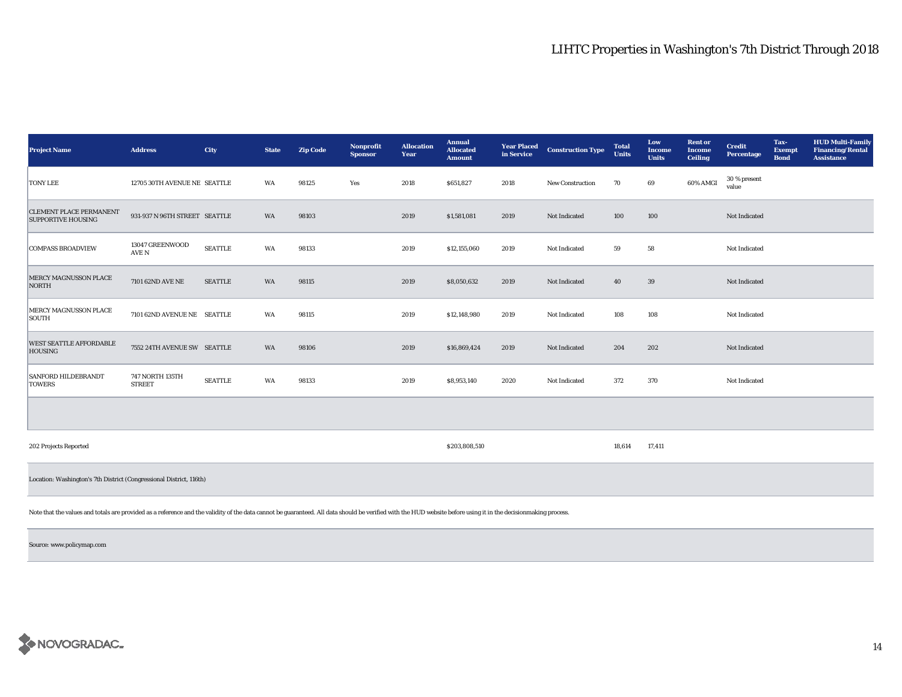| Project Name | Address | City | State | Zip Code | Nonprofit Sponsor | Allocation Year | Annual Allocated Amount | Year Placed in Service | Construction Type | Total Units | Low Income Units | Rent or Income Ceiling | Credit Percentage | Tax-Exempt Bond | HUD Multi-Family Financing/Rental Assistance |
|---|---|---|---|---|---|---|---|---|---|---|---|---|---|---|---|
| TONY LEE | 12705 30TH AVENUE NE | SEATTLE | WA | 98125 | Yes | 2018 | $651,827 | 2018 | New Construction | 70 | 69 | 60% AMGI | 30 % present value | | |
| CLEMENT PLACE PERMANENT SUPPORTIVE HOUSING | 931-937 N 96TH STREET | SEATTLE | WA | 98103 | | 2019 | $1,581,081 | 2019 | Not Indicated | 100 | 100 | | Not Indicated | | |
| COMPASS BROADVIEW | 13047 GREENWOOD AVE N | SEATTLE | WA | 98133 | | 2019 | $12,155,060 | 2019 | Not Indicated | 59 | 58 | | Not Indicated | | |
| MERCY MAGNUSSON PLACE NORTH | 7101 62ND AVE NE | SEATTLE | WA | 98115 | | 2019 | $8,050,632 | 2019 | Not Indicated | 40 | 39 | | Not Indicated | | |
| MERCY MAGNUSSON PLACE SOUTH | 7101 62ND AVENUE NE | SEATTLE | WA | 98115 | | 2019 | $12,148,980 | 2019 | Not Indicated | 108 | 108 | | Not Indicated | | |
| WEST SEATTLE AFFORDABLE HOUSING | 7552 24TH AVENUE SW | SEATTLE | WA | 98106 | | 2019 | $16,869,424 | 2019 | Not Indicated | 204 | 202 | | Not Indicated | | |
| SANFORD HILDEBRANDT TOWERS | 747 NORTH 135TH STREET | SEATTLE | WA | 98133 | | 2019 | $8,953,140 | 2020 | Not Indicated | 372 | 370 | | Not Indicated | | |
| | | | | | | | | | | | | | | | |
| 202 Projects Reported | | | | | | | $203,808,510 | | | 18,614 | 17,411 | | | | |

Location: Washington's 7th District (Congressional District, 116th)

Note that the values and totals are provided as a reference and the validity of the data cannot be guaranteed. All data should be verified with the HUD website before using it in the decisionmaking process.

Source: www.policymap.com